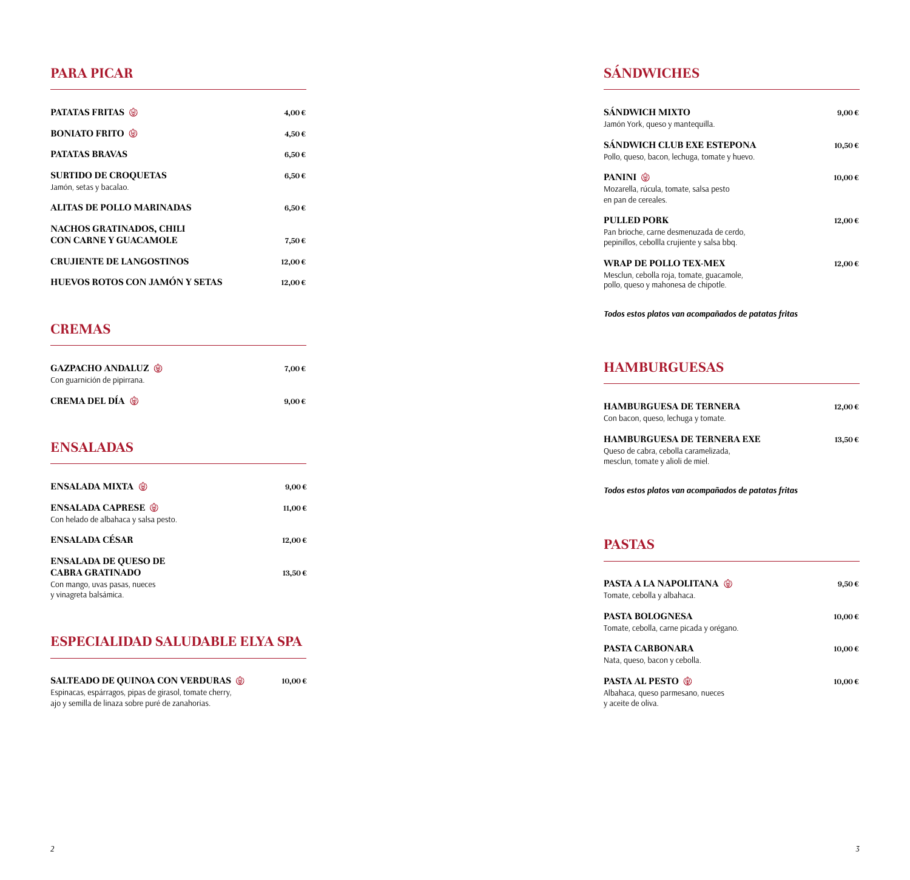## PARA PICAR

**PATATAS FRITAS** 4,00 €

**BONIATO FRITO** 4,50 €

**PATATAS BRAVAS** 6,50 €

**SURTIDO DE CROQUETAS** 6,50 €
Jamón, setas y bacalao.

**ALITAS DE POLLO MARINADAS** 6,50 €

**NACHOS GRATINADOS, CHILI CON CARNE Y GUACAMOLE** 7,50 €

**CRUJIENTE DE LANGOSTINOS** 12,00 €

**HUEVOS ROTOS CON JAMÓN Y SETAS** 12,00 €

## CREMAS

**GAZPACHO ANDALUZ** 7,00 €
Con guarnición de pipirrana.

**CREMA DEL DÍA** 9,00 €

## ENSALADAS

**ENSALADA MIXTA** 9,00 €

**ENSALADA CAPRESE** 11,00 €
Con helado de albahaca y salsa pesto.

**ENSALADA CÉSAR** 12,00 €

**ENSALADA DE QUESO DE CABRA GRATINADO** 13,50 €
Con mango, uvas pasas, nueces y vinagreta balsámica.

## ESPECIALIDAD SALUDABLE ELYA SPA

**SALTEADO DE QUINOA CON VERDURAS** 10,00 €
Espinacas, espárragos, pipas de girasol, tomate cherry, ajo y semilla de linaza sobre puré de zanahorias.

## SÁNDWICHES

**SÁNDWICH MIXTO** 9,00 €
Jamón York, queso y mantequilla.

**SÁNDWICH CLUB EXE ESTEPONA** 10,50 €
Pollo, queso, bacon, lechuga, tomate y huevo.

**PANINI** 10,00 €
Mozarella, rúcula, tomate, salsa pesto en pan de cereales.

**PULLED PORK** 12,00 €
Pan brioche, carne desmenuzada de cerdo, pepinillos, cebollla crujiente y salsa bbq.

**WRAP DE POLLO TEX-MEX** 12,00 €
Mesclun, cebolla roja, tomate, guacamole, pollo, queso y mahonesa de chipotle.

***Todos estos platos van acompañados de patatas fritas***

## HAMBURGUESAS

**HAMBURGUESA DE TERNERA** 12,00 €
Con bacon, queso, lechuga y tomate.

**HAMBURGUESA DE TERNERA EXE** 13,50 €
Queso de cabra, cebolla caramelizada, mesclun, tomate y alioli de miel.

***Todos estos platos van acompañados de patatas fritas***

## PASTAS

**PASTA A LA NAPOLITANA** 9,50 €
Tomate, cebolla y albahaca.

**PASTA BOLOGNESA** 10,00 €
Tomate, cebolla, carne picada y orégano.

**PASTA CARBONARA** 10,00 €
Nata, queso, bacon y cebolla.

**PASTA AL PESTO** 10,00 €
Albahaca, queso parmesano, nueces y aceite de oliva.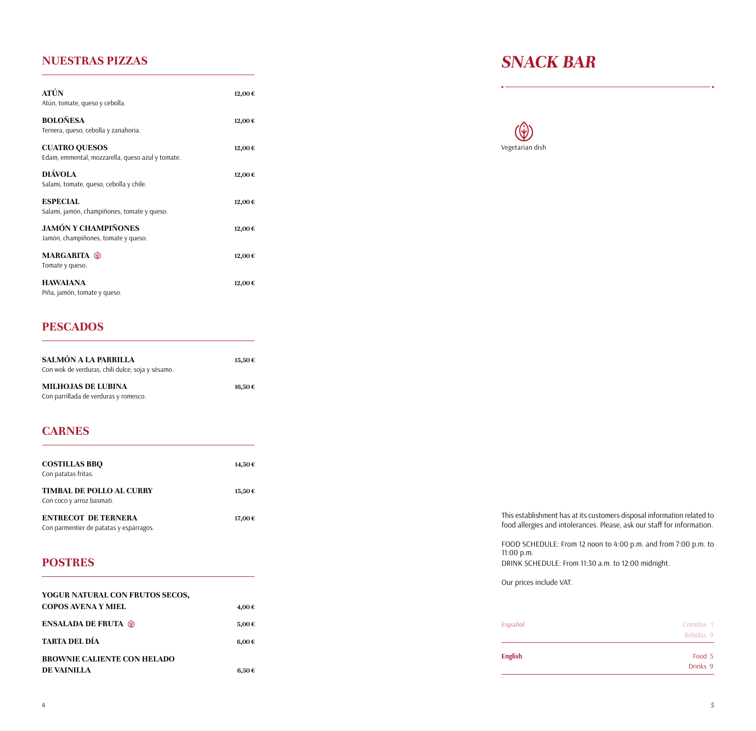## NUESTRAS PIZZAS

**ATÚN** — 12,00 €
Atún, tomate, queso y cebolla.

**BOLOÑESA** — 12,00 €
Ternera, queso, cebolla y zanahoria.

**CUATRO QUESOS** — 12,00 €
Edam, emmental, mozzarella, queso azul y tomate.

**DIÁVOLA** — 12,00 €
Salami, tomate, queso, cebolla y chile.

**ESPECIAL** — 12,00 €
Salami, jamón, champiñones, tomate y queso.

**JAMÓN Y CHAMPIÑONES** — 12,00 €
Jamón, champiñones, tomate y queso.

**MARGARITA** (vegetarian) — 12,00 €
Tomate y queso.

**HAWAIANA** — 12,00 €
Piña, jamón, tomate y queso.

## PESCADOS

**SALMÓN A LA PARRILLA** — 15,50 €
Con wok de verduras, chili dulce, soja y sésamo.

**MILHOJAS DE LUBINA** — 16,50 €
Con parrillada de verduras y romesco.

## CARNES

**COSTILLAS BBQ** — 14,50 €
Con patatas fritas.

**TIMBAL DE POLLO AL CURRY** — 15,50 €
Con coco y arroz basmati.

**ENTRECOT DE TERNERA** — 17,00 €
Con parmentier de patatas y espárragos.

## POSTRES

**YOGUR NATURAL CON FRUTOS SECOS, COPOS AVENA Y MIEL** — 4,00 €

**ENSALADA DE FRUTA** (vegetarian) — 5,00 €

**TARTA DEL DÍA** — 6,00 €

**BROWNIE CALIENTE CON HELADO DE VAINILLA** — 6,50 €

# *SNACK BAR*

Vegetarian dish

This establishment has at its customers disposal information related to food allergies and intolerances. Please, ask our staff for information.

FOOD SCHEDULE: From 12 noon to 4:00 p.m. and from 7:00 p.m. to 11:00 p.m.
DRINK SCHEDULE: From 11:30 a.m. to 12:00 midnight.

Our prices include VAT.

| | |
|---|---|
| Español | Comidas 1 |
| | Bebidas 9 |
| English | Food 5 |
| | Drinks 9 |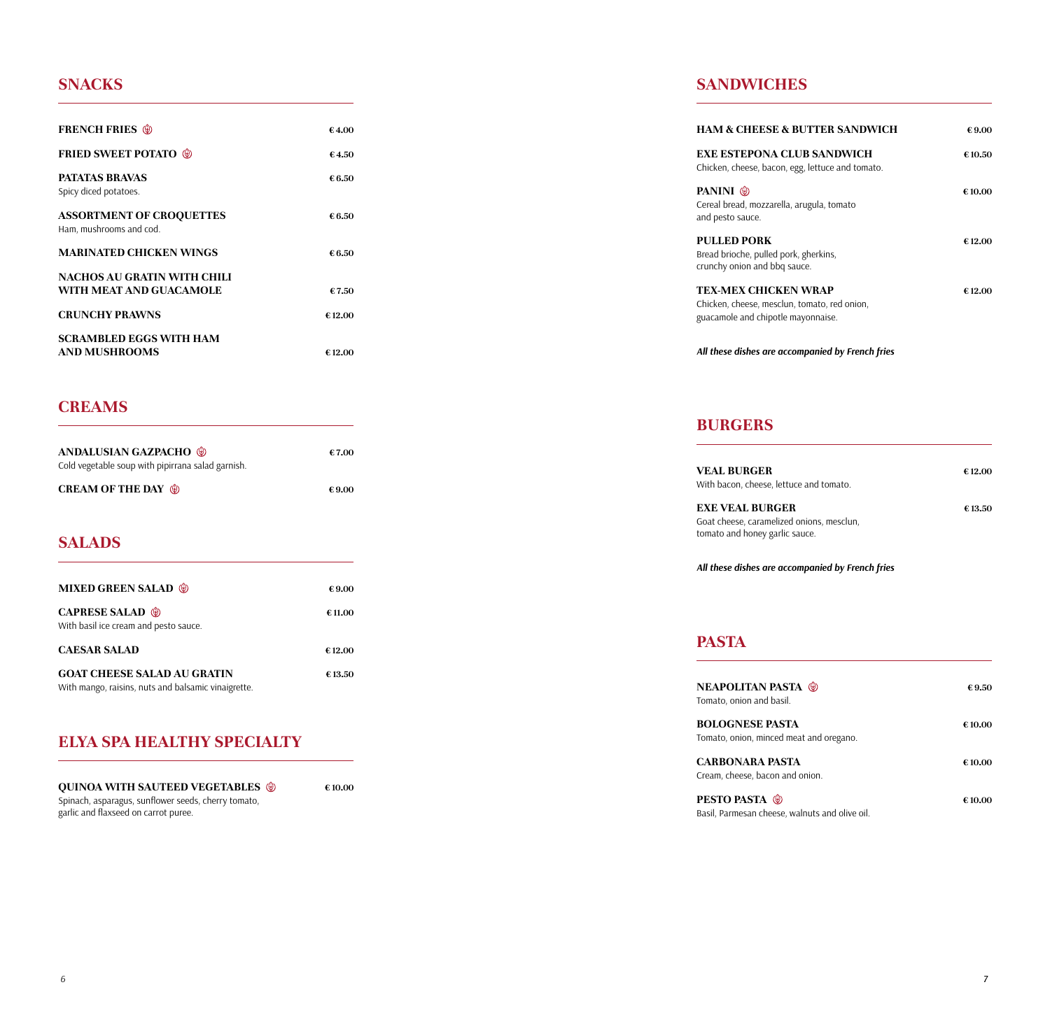## SNACKS

**FRENCH FRIES** — € 4.00

**FRIED SWEET POTATO** — € 4.50

**PATATAS BRAVAS** — € 6.50
Spicy diced potatoes.

**ASSORTMENT OF CROQUETTES** — € 6.50
Ham, mushrooms and cod.

**MARINATED CHICKEN WINGS** — € 6.50

**NACHOS AU GRATIN WITH CHILI WITH MEAT AND GUACAMOLE** — € 7.50

**CRUNCHY PRAWNS** — € 12.00

**SCRAMBLED EGGS WITH HAM AND MUSHROOMS** — € 12.00

## CREAMS

**ANDALUSIAN GAZPACHO** — € 7.00
Cold vegetable soup with pipirrana salad garnish.

**CREAM OF THE DAY** — € 9.00

## SALADS

**MIXED GREEN SALAD** — € 9.00

**CAPRESE SALAD** — € 11.00
With basil ice cream and pesto sauce.

**CAESAR SALAD** — € 12.00

**GOAT CHEESE SALAD AU GRATIN** — € 13.50
With mango, raisins, nuts and balsamic vinaigrette.

## ELYA SPA HEALTHY SPECIALTY

**QUINOA WITH SAUTEED VEGETABLES** — € 10.00
Spinach, asparagus, sunflower seeds, cherry tomato, garlic and flaxseed on carrot puree.

## SANDWICHES

**HAM & CHEESE & BUTTER SANDWICH** — € 9.00

**EXE ESTEPONA CLUB SANDWICH** — € 10.50
Chicken, cheese, bacon, egg, lettuce and tomato.

**PANINI** — € 10.00
Cereal bread, mozzarella, arugula, tomato and pesto sauce.

**PULLED PORK** — € 12.00
Bread brioche, pulled pork, gherkins, crunchy onion and bbq sauce.

**TEX-MEX CHICKEN WRAP** — € 12.00
Chicken, cheese, mesclun, tomato, red onion, guacamole and chipotle mayonnaise.

*All these dishes are accompanied by French fries*

## BURGERS

**VEAL BURGER** — € 12.00
With bacon, cheese, lettuce and tomato.

**EXE VEAL BURGER** — € 13.50
Goat cheese, caramelized onions, mesclun, tomato and honey garlic sauce.

*All these dishes are accompanied by French fries*

## PASTA

**NEAPOLITAN PASTA** — € 9.50
Tomato, onion and basil.

**BOLOGNESE PASTA** — € 10.00
Tomato, onion, minced meat and oregano.

**CARBONARA PASTA** — € 10.00
Cream, cheese, bacon and onion.

**PESTO PASTA** — € 10.00
Basil, Parmesan cheese, walnuts and olive oil.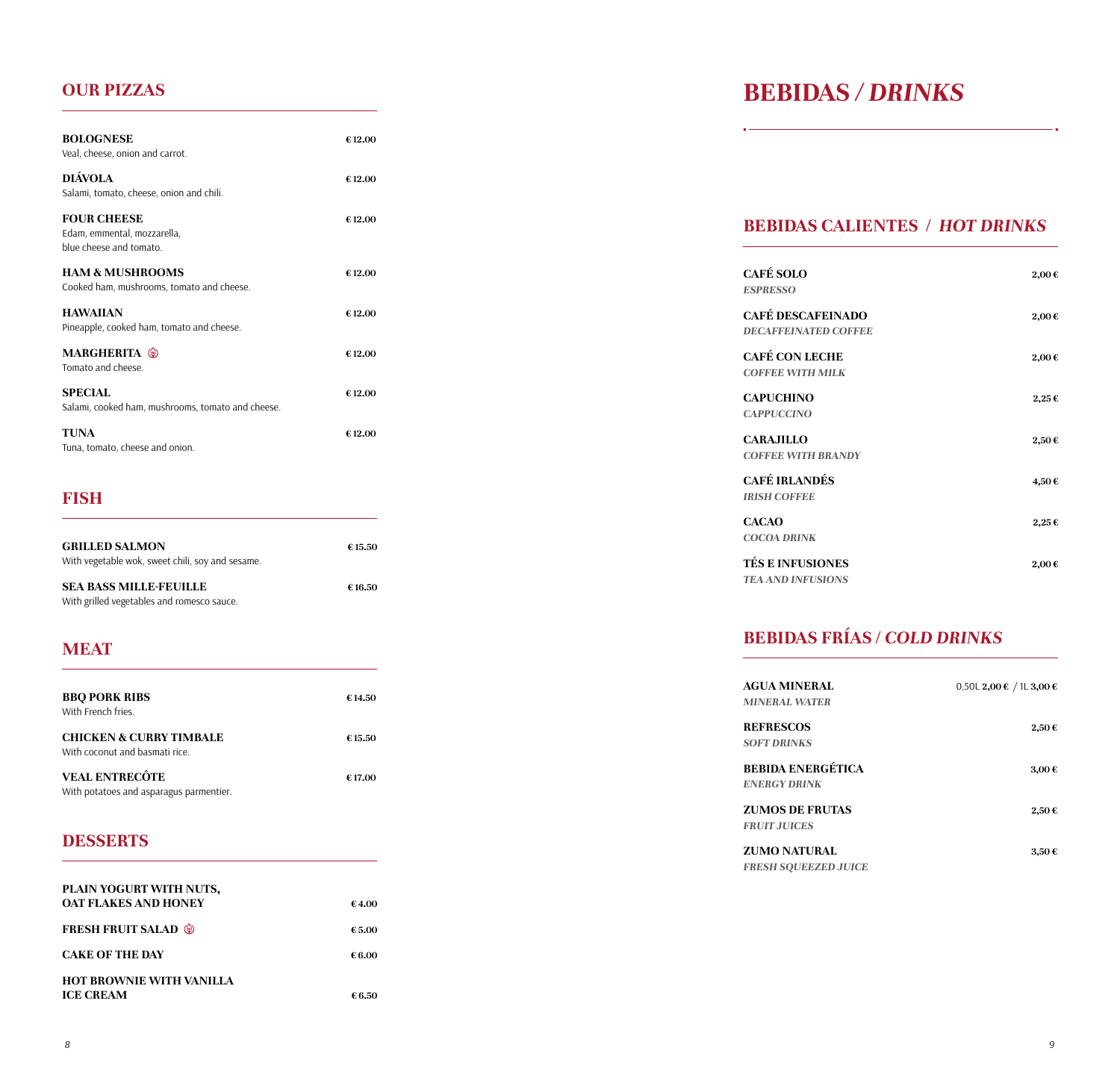## OUR PIZZAS

**BOLOGNESE** — € 12.00
Veal, cheese, onion and carrot.

**DIÁVOLA** — € 12.00
Salami, tomato, cheese, onion and chili.

**FOUR CHEESE** — € 12.00
Edam, emmental, mozzarella, blue cheese and tomato.

**HAM & MUSHROOMS** — € 12.00
Cooked ham, mushrooms, tomato and cheese.

**HAWAIIAN** — € 12.00
Pineapple, cooked ham, tomato and cheese.

**MARGHERITA** — € 12.00
Tomato and cheese.

**SPECIAL** — € 12.00
Salami, cooked ham, mushrooms, tomato and cheese.

**TUNA** — € 12.00
Tuna, tomato, cheese and onion.

## FISH

**GRILLED SALMON** — € 15.50
With vegetable wok, sweet chili, soy and sesame.

**SEA BASS MILLE-FEUILLE** — € 16.50
With grilled vegetables and romesco sauce.

## MEAT

**BBQ PORK RIBS** — € 14.50
With French fries.

**CHICKEN & CURRY TIMBALE** — € 15.50
With coconut and basmati rice.

**VEAL ENTRECÔTE** — € 17.00
With potatoes and asparagus parmentier.

## DESSERTS

**PLAIN YOGURT WITH NUTS, OAT FLAKES AND HONEY** — € 4.00

**FRESH FRUIT SALAD** — € 5.00

**CAKE OF THE DAY** — € 6.00

**HOT BROWNIE WITH VANILLA ICE CREAM** — € 6.50

# BEBIDAS / *DRINKS*

## BEBIDAS CALIENTES / *HOT DRINKS*

**CAFÉ SOLO** — 2,00 €
*ESPRESSO*

**CAFÉ DESCAFEINADO** — 2,00 €
*DECAFFEINATED COFFEE*

**CAFÉ CON LECHE** — 2,00 €
*COFFEE WITH MILK*

**CAPUCHINO** — 2,25 €
*CAPPUCCINO*

**CARAJILLO** — 2,50 €
*COFFEE WITH BRANDY*

**CAFÉ IRLANDÉS** — 4,50 €
*IRISH COFFEE*

**CACAO** — 2,25 €
*COCOA DRINK*

**TÉS E INFUSIONES** — 2,00 €
*TEA AND INFUSIONS*

## BEBIDAS FRÍAS / *COLD DRINKS*

**AGUA MINERAL** — 0,50L **2,00 €** / 1L **3,00 €**
*MINERAL WATER*

**REFRESCOS** — 2,50 €
*SOFT DRINKS*

**BEBIDA ENERGÉTICA** — 3,00 €
*ENERGY DRINK*

**ZUMOS DE FRUTAS** — 2,50 €
*FRUIT JUICES*

**ZUMO NATURAL** — 3,50 €
*FRESH SQUEEZED JUICE*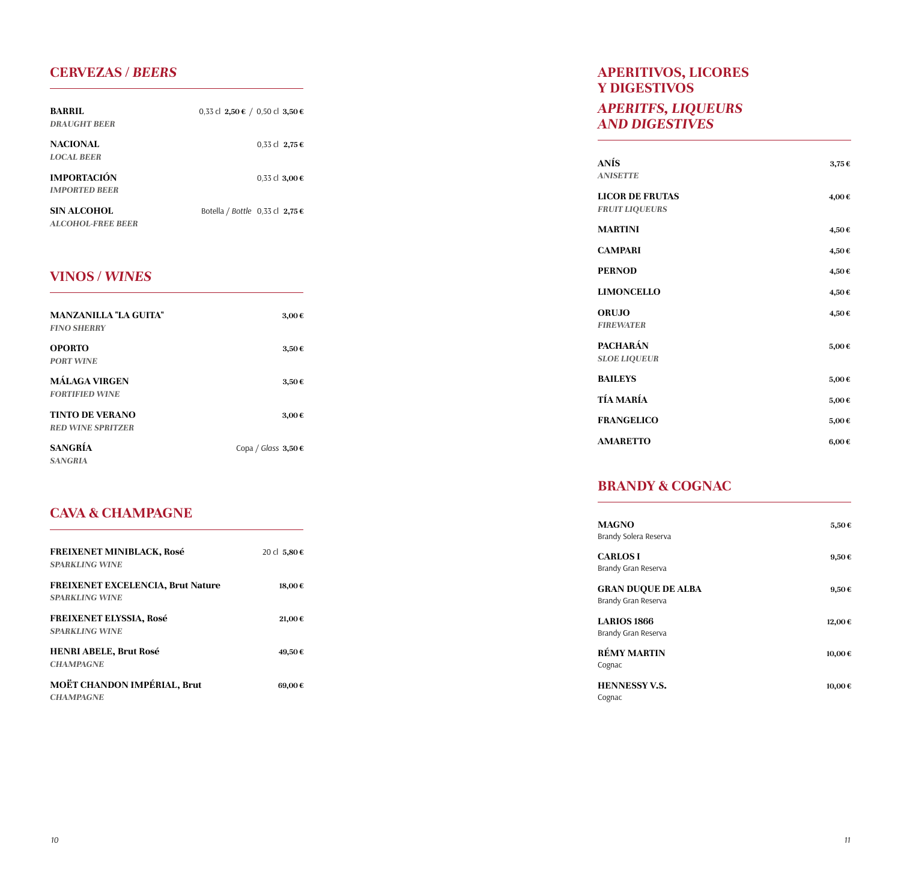## CERVEZAS / *BEERS*

**BARRIL** 0,33 cl **2,50 €** / 0,50 cl **3,50 €**
***DRAUGHT BEER***

**NACIONAL** 0,33 cl **2,75 €**
***LOCAL BEER***

**IMPORTACIÓN** 0,33 cl **3,00 €**
***IMPORTED BEER***

**SIN ALCOHOL** Botella / *Bottle* 0,33 cl **2,75 €**
***ALCOHOL-FREE BEER***

## VINOS / *WINES*

**MANZANILLA "LA GUITA"** **3,00 €**
***FINO SHERRY***

**OPORTO** **3,50 €**
***PORT WINE***

**MÁLAGA VIRGEN** **3,50 €**
***FORTIFIED WINE***

**TINTO DE VERANO** **3,00 €**
***RED WINE SPRITZER***

**SANGRÍA** Copa / *Glass* **3,50 €**
***SANGRIA***

## CAVA & CHAMPAGNE

**FREIXENET MINIBLACK, Rosé** 20 cl **5,80 €**
***SPARKLING WINE***

**FREIXENET EXCELENCIA, Brut Nature** **18,00 €**
***SPARKLING WINE***

**FREIXENET ELYSSIA, Rosé** **21,00 €**
***SPARKLING WINE***

**HENRI ABELE, Brut Rosé** **49,50 €**
***CHAMPAGNE***

**MOËT CHANDON IMPÉRIAL, Brut** **69,00 €**
***CHAMPAGNE***

## APERITIVOS, LICORES Y DIGESTIVOS
## *APERITFS, LIQUEURS AND DIGESTIVES*

**ANÍS** **3,75 €**
***ANISETTE***

**LICOR DE FRUTAS** **4,00 €**
***FRUIT LIQUEURS***

**MARTINI** **4,50 €**

**CAMPARI** **4,50 €**

**PERNOD** **4,50 €**

**LIMONCELLO** **4,50 €**

**ORUJO** **4,50 €**
***FIREWATER***

**PACHARÁN** **5,00 €**
***SLOE LIQUEUR***

**BAILEYS** **5,00 €**

**TÍA MARÍA** **5,00 €**

**FRANGELICO** **5,00 €**

**AMARETTO** **6,00 €**

## BRANDY & COGNAC

**MAGNO** **5,50 €**
Brandy Solera Reserva

**CARLOS I** **9,50 €**
Brandy Gran Reserva

**GRAN DUQUE DE ALBA** **9,50 €**
Brandy Gran Reserva

**LARIOS 1866** **12,00 €**
Brandy Gran Reserva

**RÉMY MARTIN** **10,00 €**
Cognac

**HENNESSY V.S.** **10,00 €**
Cognac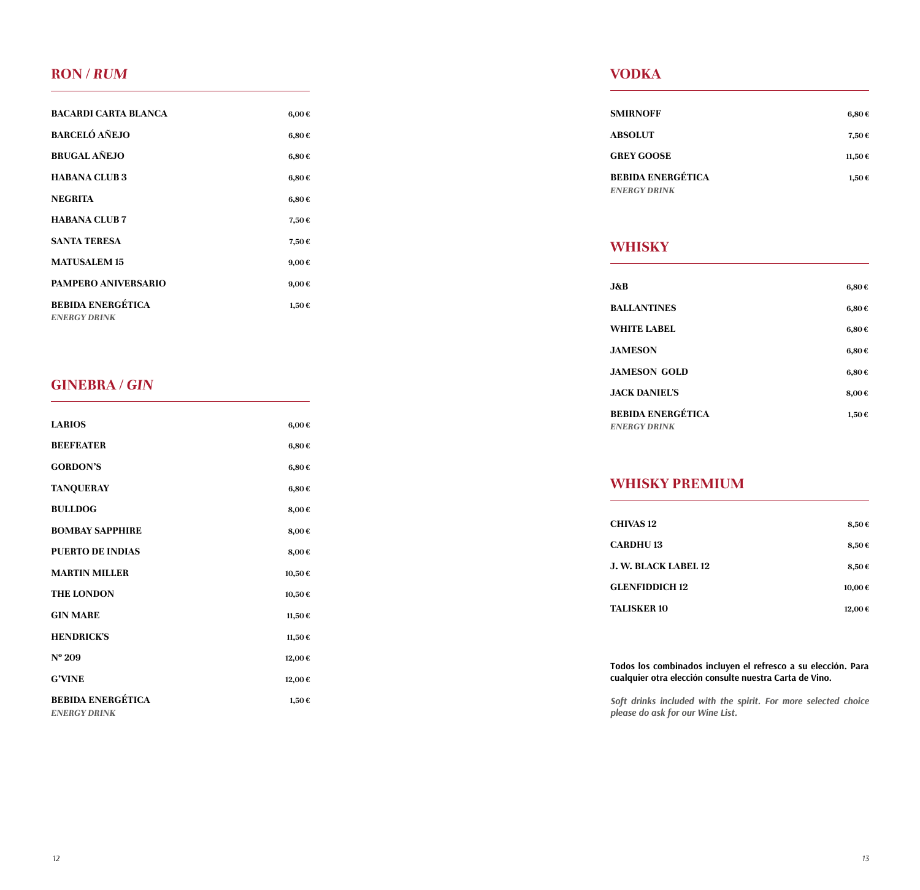## RON / *RUM*

| | |
|---|---|
| **BACARDI CARTA BLANCA** | 6,00 € |
| **BARCELÓ AÑEJO** | 6,80 € |
| **BRUGAL AÑEJO** | 6,80 € |
| **HABANA CLUB 3** | 6,80 € |
| **NEGRITA** | 6,80 € |
| **HABANA CLUB 7** | 7,50 € |
| **SANTA TERESA** | 7,50 € |
| **MATUSALEM 15** | 9,00 € |
| **PAMPERO ANIVERSARIO** | 9,00 € |
| **BEBIDA ENERGÉTICA** *ENERGY DRINK* | 1,50 € |

## GINEBRA / *GIN*

| | |
|---|---|
| **LARIOS** | 6,00 € |
| **BEEFEATER** | 6,80 € |
| **GORDON'S** | 6,80 € |
| **TANQUERAY** | 6,80 € |
| **BULLDOG** | 8,00 € |
| **BOMBAY SAPPHIRE** | 8,00 € |
| **PUERTO DE INDIAS** | 8,00 € |
| **MARTIN MILLER** | 10,50 € |
| **THE LONDON** | 10,50 € |
| **GIN MARE** | 11,50 € |
| **HENDRICK'S** | 11,50 € |
| **Nº 209** | 12,00 € |
| **G'VINE** | 12,00 € |
| **BEBIDA ENERGÉTICA** *ENERGY DRINK* | 1,50 € |

## VODKA

| | |
|---|---|
| **SMIRNOFF** | 6,80 € |
| **ABSOLUT** | 7,50 € |
| **GREY GOOSE** | 11,50 € |
| **BEBIDA ENERGÉTICA** *ENERGY DRINK* | 1,50 € |

## WHISKY

| | |
|---|---|
| **J&B** | 6,80 € |
| **BALLANTINES** | 6,80 € |
| **WHITE LABEL** | 6,80 € |
| **JAMESON** | 6,80 € |
| **JAMESON GOLD** | 6,80 € |
| **JACK DANIEL'S** | 8,00 € |
| **BEBIDA ENERGÉTICA** *ENERGY DRINK* | 1,50 € |

## WHISKY PREMIUM

| | |
|---|---|
| **CHIVAS 12** | 8,50 € |
| **CARDHU 13** | 8,50 € |
| **J. W. BLACK LABEL 12** | 8,50 € |
| **GLENFIDDICH 12** | 10,00 € |
| **TALISKER 10** | 12,00 € |

**Todos los combinados incluyen el refresco a su elección. Para cualquier otra elección consulte nuestra Carta de Vino.**

*Soft drinks included with the spirit. For more selected choice please do ask for our Wine List.*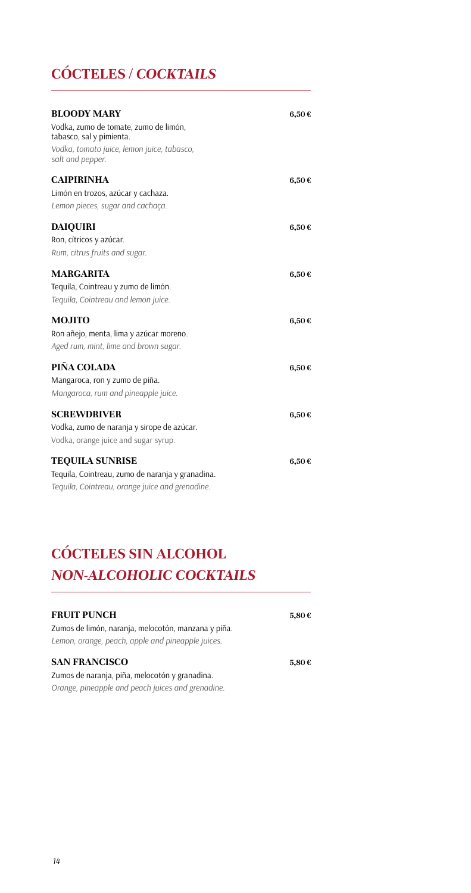## CÓCTELES / *COCKTAILS*

**BLOODY MARY** **6,50 €**
Vodka, zumo de tomate, zumo de limón, tabasco, sal y pimienta.
*Vodka, tomato juice, lemon juice, tabasco, salt and pepper.*

**CAIPIRINHA** **6,50 €**
Limón en trozos, azúcar y cachaza.
*Lemon pieces, sugar and cachaça.*

**DAIQUIRI** **6,50 €**
Ron, cítricos y azúcar.
*Rum, citrus fruits and sugar.*

**MARGARITA** **6,50 €**
Tequila, Cointreau y zumo de limón.
*Tequila, Cointreau and lemon juice.*

**MOJITO** **6,50 €**
Ron añejo, menta, lima y azúcar moreno.
*Aged rum, mint, lime and brown sugar.*

**PIÑA COLADA** **6,50 €**
Mangaroca, ron y zumo de piña.
*Mangaroca, rum and pineapple juice.*

**SCREWDRIVER** **6,50 €**
Vodka, zumo de naranja y sirope de azúcar.
Vodka, orange juice and sugar syrup.

**TEQUILA SUNRISE** **6,50 €**
Tequila, Cointreau, zumo de naranja y granadina.
*Tequila, Cointreau, orange juice and grenadine.*

## CÓCTELES SIN ALCOHOL
## *NON-ALCOHOLIC COCKTAILS*

**FRUIT PUNCH** **5,80 €**
Zumos de limón, naranja, melocotón, manzana y piña.
*Lemon, orange, peach, apple and pineapple juices.*

**SAN FRANCISCO** **5,80 €**
Zumos de naranja, piña, melocotón y granadina.
*Orange, pineapple and peach juices and grenadine.*